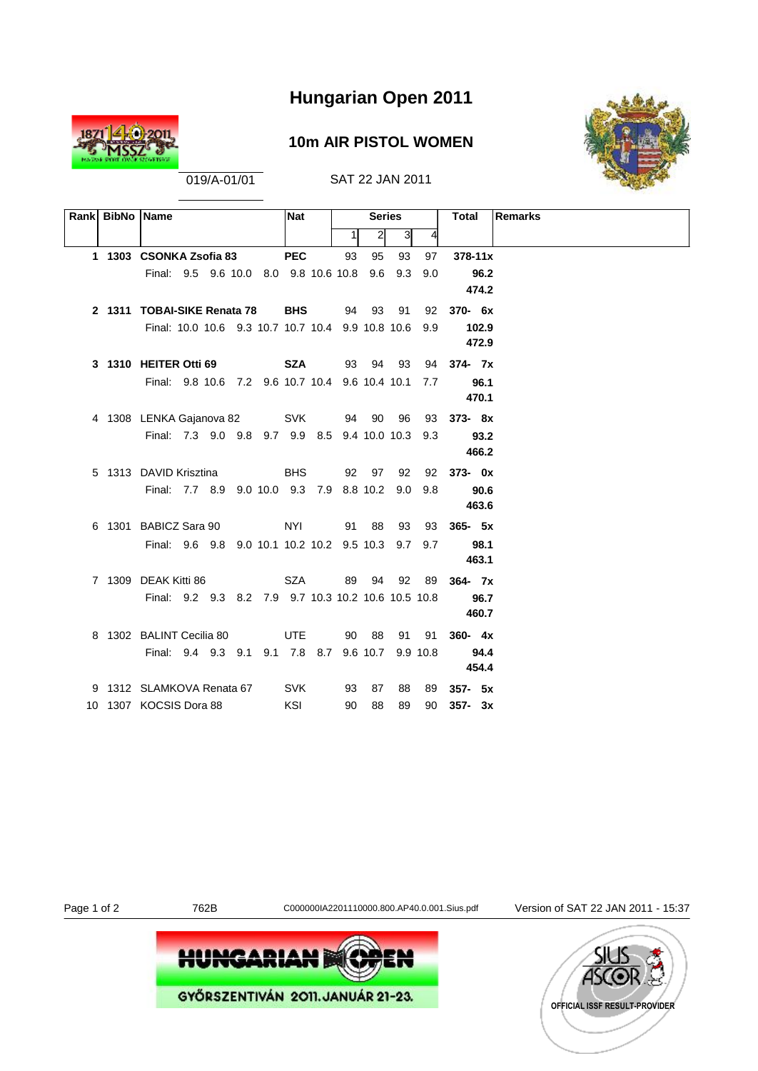# Hungarian Open 2011

## 10m AIR PISTOL WOMEN

019/A-01/01

SAT 22 JAN 2011

| Rank | BibNo | Name | Nat | Series 1 | 2 | 3 | 4 | Total | Remarks |
|---|---|---|---|---|---|---|---|---|---|
| **1** | **1303** | **CSONKA Zsofia 83** | **PEC** | 93 | 95 | 93 | 97 | **378-11x** | |
| | | Final: 9.5 9.6 10.0 8.0 9.8 10.6 10.8 9.6 9.3 9.0 | | | | | | **96.2** | |
| | | | | | | | | **474.2** | |
| **2** | **1311** | **TOBAI-SIKE Renata 78** | **BHS** | 94 | 93 | 91 | 92 | **370- 6x** | |
| | | Final: 10.0 10.6 9.3 10.7 10.7 10.4 9.9 10.8 10.6 9.9 | | | | | | **102.9** | |
| | | | | | | | | **472.9** | |
| **3** | **1310** | **HEITER Otti 69** | **SZA** | 93 | 94 | 93 | 94 | **374- 7x** | |
| | | Final: 9.8 10.6 7.2 9.6 10.7 10.4 9.6 10.4 10.1 7.7 | | | | | | **96.1** | |
| | | | | | | | | **470.1** | |
| 4 | 1308 | LENKA Gajanova 82 | SVK | 94 | 90 | 96 | 93 | **373- 8x** | |
| | | Final: 7.3 9.0 9.8 9.7 9.9 8.5 9.4 10.0 10.3 9.3 | | | | | | **93.2** | |
| | | | | | | | | **466.2** | |
| 5 | 1313 | DAVID Krisztina | BHS | 92 | 97 | 92 | 92 | **373- 0x** | |
| | | Final: 7.7 8.9 9.0 10.0 9.3 7.9 8.8 10.2 9.0 9.8 | | | | | | **90.6** | |
| | | | | | | | | **463.6** | |
| 6 | 1301 | BABICZ Sara 90 | NYI | 91 | 88 | 93 | 93 | **365- 5x** | |
| | | Final: 9.6 9.8 9.0 10.1 10.2 10.2 9.5 10.3 9.7 9.7 | | | | | | **98.1** | |
| | | | | | | | | **463.1** | |
| 7 | 1309 | DEAK Kitti 86 | SZA | 89 | 94 | 92 | 89 | **364- 7x** | |
| | | Final: 9.2 9.3 8.2 7.9 9.7 10.3 10.2 10.6 10.5 10.8 | | | | | | **96.7** | |
| | | | | | | | | **460.7** | |
| 8 | 1302 | BALINT Cecilia 80 | UTE | 90 | 88 | 91 | 91 | **360- 4x** | |
| | | Final: 9.4 9.3 9.1 9.1 7.8 8.7 9.6 10.7 9.9 10.8 | | | | | | **94.4** | |
| | | | | | | | | **454.4** | |
| 9 | 1312 | SLAMKOVA Renata 67 | SVK | 93 | 87 | 88 | 89 | **357- 5x** | |
| 10 | 1307 | KOCSIS Dora 88 | KSI | 90 | 88 | 89 | 90 | **357- 3x** | |

762B C000000IA2201110000.800.AP40.0.001.Sius.pdf Version of SAT 22 JAN 2011 - 15:37

HUNGARIAN OPEN
GYŐRSZENTIVÁN 2011. JANUÁR 21-23.

SIUS ASCOR OFFICIAL ISSF RESULT-PROVIDER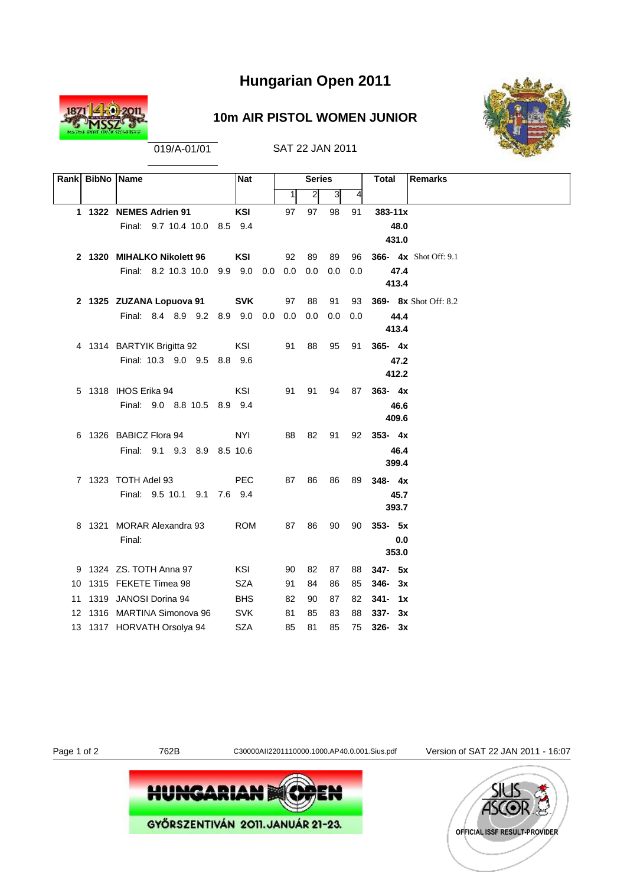# Hungarian Open 2011

## 10m AIR PISTOL WOMEN JUNIOR

019/A-01/01 SAT 22 JAN 2011

| Rank | BibNo | Name | Nat | Series 1 | 2 | 3 | 4 | Total | Remarks |
|---|---|---|---|---|---|---|---|---|---|
| **1** | **1322** | **NEMES Adrien 91** | **KSI** | 97 | 97 | 98 | 91 | **383-11x** | |
| | | Final: 9.7 10.4 10.0 8.5 9.4 | | | | | | **48.0** | |
| | | | | | | | | **431.0** | |
| **2** | **1320** | **MIHALKO Nikolett 96** | **KSI** | 92 | 89 | 89 | 96 | **366- 4x** | Shot Off: 9.1 |
| | | Final: 8.2 10.3 10.0 9.9 9.0 0.0 0.0 0.0 0.0 0.0 | | | | | | **47.4** | |
| | | | | | | | | **413.4** | |
| **2** | **1325** | **ZUZANA Lopuova 91** | **SVK** | 97 | 88 | 91 | 93 | **369- 8x** | Shot Off: 8.2 |
| | | Final: 8.4 8.9 9.2 8.9 9.0 0.0 0.0 0.0 0.0 0.0 | | | | | | **44.4** | |
| | | | | | | | | **413.4** | |
| 4 | 1314 | BARTYIK Brigitta 92 | KSI | 91 | 88 | 95 | 91 | **365- 4x** | |
| | | Final: 10.3 9.0 9.5 8.8 9.6 | | | | | | **47.2** | |
| | | | | | | | | **412.2** | |
| 5 | 1318 | IHOS Erika 94 | KSI | 91 | 91 | 94 | 87 | **363- 4x** | |
| | | Final: 9.0 8.8 10.5 8.9 9.4 | | | | | | **46.6** | |
| | | | | | | | | **409.6** | |
| 6 | 1326 | BABICZ Flora 94 | NYI | 88 | 82 | 91 | 92 | **353- 4x** | |
| | | Final: 9.1 9.3 8.9 8.5 10.6 | | | | | | **46.4** | |
| | | | | | | | | **399.4** | |
| 7 | 1323 | TOTH Adel 93 | PEC | 87 | 86 | 86 | 89 | **348- 4x** | |
| | | Final: 9.5 10.1 9.1 7.6 9.4 | | | | | | **45.7** | |
| | | | | | | | | **393.7** | |
| 8 | 1321 | MORAR Alexandra 93 | ROM | 87 | 86 | 90 | 90 | **353- 5x** | |
| | | Final: | | | | | | **0.0** | |
| | | | | | | | | **353.0** | |
| 9 | 1324 | ZS. TOTH Anna 97 | KSI | 90 | 82 | 87 | 88 | **347- 5x** | |
| 10 | 1315 | FEKETE Timea 98 | SZA | 91 | 84 | 86 | 85 | **346- 3x** | |
| 11 | 1319 | JANOSI Dorina 94 | BHS | 82 | 90 | 87 | 82 | **341- 1x** | |
| 12 | 1316 | MARTINA Simonova 96 | SVK | 81 | 85 | 83 | 88 | **337- 3x** | |
| 13 | 1317 | HORVATH Orsolya 94 | SZA | 85 | 81 | 85 | 75 | **326- 3x** | |

762B C30000AII2201110000.1000.AP40.0.001.Sius.pdf Version of SAT 22 JAN 2011 - 16:07

HUNGARIAN OPEN
GYŐRSZENTIVÁN 2011. JANUÁR 21-23.

SIUS ASCOR
OFFICIAL ISSF RESULT-PROVIDER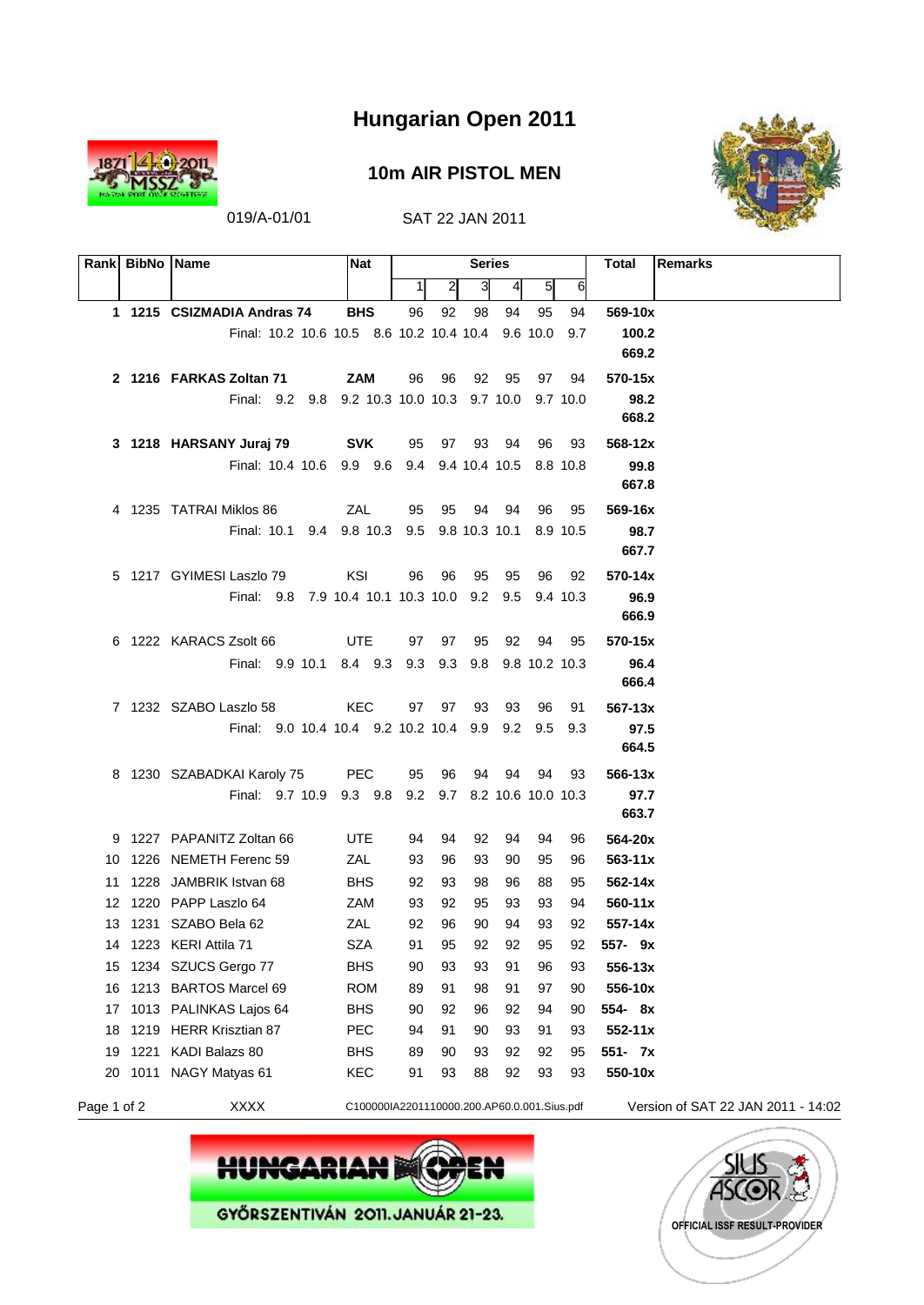# Hungarian Open 2011

## 10m AIR PISTOL MEN

019/A-01/01 SAT 22 JAN 2011

| Rank | BibNo | Name | Nat | Series 1 | 2 | 3 | 4 | 5 | 6 | Total | Remarks |
|---|---|---|---|---|---|---|---|---|---|---|---|
| **1** | **1215** | **CSIZMADIA Andras 74** | **BHS** | 96 | 92 | 98 | 94 | 95 | 94 | **569-10x** | |
| | | Final: 10.2 10.6 10.5 8.6 10.2 10.4 10.4 9.6 10.0 9.7 | | | | | | | | **100.2** | |
| | | | | | | | | | | **669.2** | |
| **2** | **1216** | **FARKAS Zoltan 71** | **ZAM** | 96 | 96 | 92 | 95 | 97 | 94 | **570-15x** | |
| | | Final: 9.2 9.8 9.2 10.3 10.0 10.3 9.7 10.0 9.7 10.0 | | | | | | | | **98.2** | |
| | | | | | | | | | | **668.2** | |
| **3** | **1218** | **HARSANY Juraj 79** | **SVK** | 95 | 97 | 93 | 94 | 96 | 93 | **568-12x** | |
| | | Final: 10.4 10.6 9.9 9.6 9.4 9.4 10.4 10.5 8.8 10.8 | | | | | | | | **99.8** | |
| | | | | | | | | | | **667.8** | |
| 4 | 1235 | TATRAI Miklos 86 | ZAL | 95 | 95 | 94 | 94 | 96 | 95 | **569-16x** | |
| | | Final: 10.1 9.4 9.8 10.3 9.5 9.8 10.3 10.1 8.9 10.5 | | | | | | | | **98.7** | |
| | | | | | | | | | | **667.7** | |
| 5 | 1217 | GYIMESI Laszlo 79 | KSI | 96 | 96 | 95 | 95 | 96 | 92 | **570-14x** | |
| | | Final: 9.8 7.9 10.4 10.1 10.3 10.0 9.2 9.5 9.4 10.3 | | | | | | | | **96.9** | |
| | | | | | | | | | | **666.9** | |
| 6 | 1222 | KARACS Zsolt 66 | UTE | 97 | 97 | 95 | 92 | 94 | 95 | **570-15x** | |
| | | Final: 9.9 10.1 8.4 9.3 9.3 9.3 9.8 9.8 10.2 10.3 | | | | | | | | **96.4** | |
| | | | | | | | | | | **666.4** | |
| 7 | 1232 | SZABO Laszlo 58 | KEC | 97 | 97 | 93 | 93 | 96 | 91 | **567-13x** | |
| | | Final: 9.0 10.4 10.4 9.2 10.2 10.4 9.9 9.2 9.5 9.3 | | | | | | | | **97.5** | |
| | | | | | | | | | | **664.5** | |
| 8 | 1230 | SZABADKAI Karoly 75 | PEC | 95 | 96 | 94 | 94 | 94 | 93 | **566-13x** | |
| | | Final: 9.7 10.9 9.3 9.8 9.2 9.7 8.2 10.6 10.0 10.3 | | | | | | | | **97.7** | |
| | | | | | | | | | | **663.7** | |
| 9 | 1227 | PAPANITZ Zoltan 66 | UTE | 94 | 94 | 92 | 94 | 94 | 96 | **564-20x** | |
| 10 | 1226 | NEMETH Ferenc 59 | ZAL | 93 | 96 | 93 | 90 | 95 | 96 | **563-11x** | |
| 11 | 1228 | JAMBRIK Istvan 68 | BHS | 92 | 93 | 98 | 96 | 88 | 95 | **562-14x** | |
| 12 | 1220 | PAPP Laszlo 64 | ZAM | 93 | 92 | 95 | 93 | 93 | 94 | **560-11x** | |
| 13 | 1231 | SZABO Bela 62 | ZAL | 92 | 96 | 90 | 94 | 93 | 92 | **557-14x** | |
| 14 | 1223 | KERI Attila 71 | SZA | 91 | 95 | 92 | 92 | 95 | 92 | **557- 9x** | |
| 15 | 1234 | SZUCS Gergo 77 | BHS | 90 | 93 | 93 | 91 | 96 | 93 | **556-13x** | |
| 16 | 1213 | BARTOS Marcel 69 | ROM | 89 | 91 | 98 | 91 | 97 | 90 | **556-10x** | |
| 17 | 1013 | PALINKAS Lajos 64 | BHS | 90 | 92 | 96 | 92 | 94 | 90 | **554- 8x** | |
| 18 | 1219 | HERR Krisztian 87 | PEC | 94 | 91 | 90 | 93 | 91 | 93 | **552-11x** | |
| 19 | 1221 | KADI Balazs 80 | BHS | 89 | 90 | 93 | 92 | 92 | 95 | **551- 7x** | |
| 20 | 1011 | NAGY Matyas 61 | KEC | 91 | 93 | 88 | 92 | 93 | 93 | **550-10x** | |

XXXX C100000IA2201110000.200.AP60.0.001.Sius.pdf Version of SAT 22 JAN 2011 - 14:02

HUNGARIAN OPEN
GYŐRSZENTIVÁN 2011. JANUÁR 21-23.

OFFICIAL ISSF RESULT-PROVIDER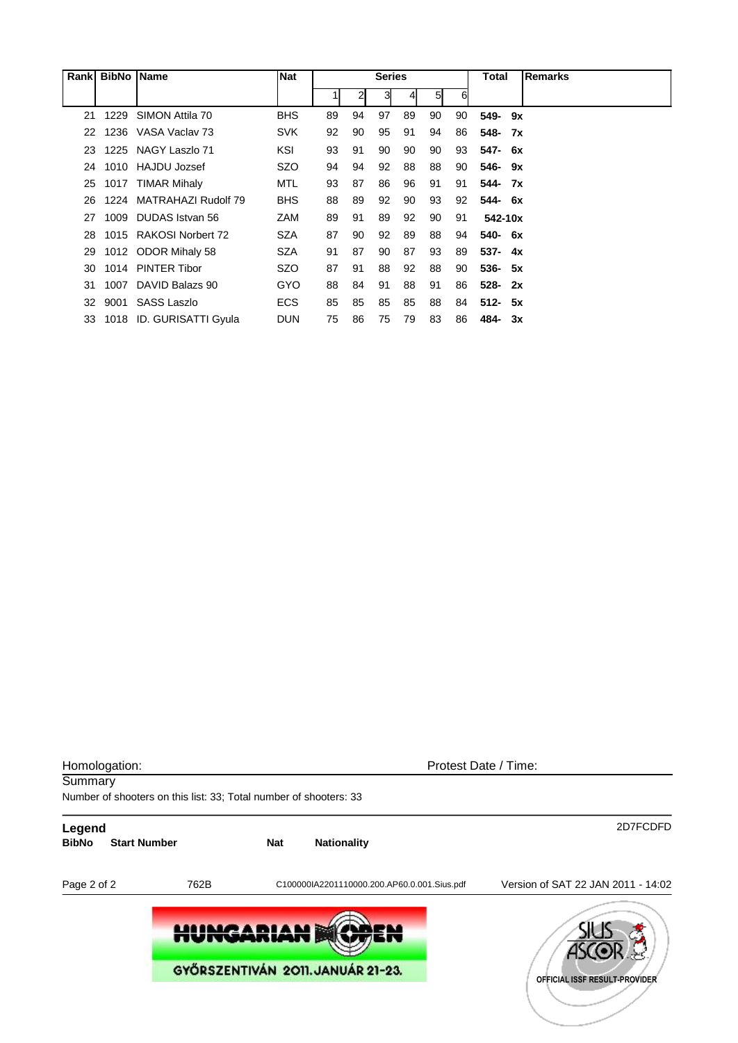| Rank | BibNo | Name | Nat | Series | | | | | | Total | Remarks |
|---|---|---|---|---|---|---|---|---|---|---|---|
| | | | | 1 | 2 | 3 | 4 | 5 | 6 | | |
| 21 | 1229 | SIMON Attila 70 | BHS | 89 | 94 | 97 | 89 | 90 | 90 | **549- 9x** | |
| 22 | 1236 | VASA Vaclav 73 | SVK | 92 | 90 | 95 | 91 | 94 | 86 | **548- 7x** | |
| 23 | 1225 | NAGY Laszlo 71 | KSI | 93 | 91 | 90 | 90 | 90 | 93 | **547- 6x** | |
| 24 | 1010 | HAJDU Jozsef | SZO | 94 | 94 | 92 | 88 | 88 | 90 | **546- 9x** | |
| 25 | 1017 | TIMAR Mihaly | MTL | 93 | 87 | 86 | 96 | 91 | 91 | **544- 7x** | |
| 26 | 1224 | MATRAHAZI Rudolf 79 | BHS | 88 | 89 | 92 | 90 | 93 | 92 | **544- 6x** | |
| 27 | 1009 | DUDAS Istvan 56 | ZAM | 89 | 91 | 89 | 92 | 90 | 91 | **542-10x** | |
| 28 | 1015 | RAKOSI Norbert 72 | SZA | 87 | 90 | 92 | 89 | 88 | 94 | **540- 6x** | |
| 29 | 1012 | ODOR Mihaly 58 | SZA | 91 | 87 | 90 | 87 | 93 | 89 | **537- 4x** | |
| 30 | 1014 | PINTER Tibor | SZO | 87 | 91 | 88 | 92 | 88 | 90 | **536- 5x** | |
| 31 | 1007 | DAVID Balazs 90 | GYO | 88 | 84 | 91 | 88 | 91 | 86 | **528- 2x** | |
| 32 | 9001 | SASS Laszlo | ECS | 85 | 85 | 85 | 85 | 88 | 84 | **512- 5x** | |
| 33 | 1018 | ID. GURISATTI Gyula | DUN | 75 | 86 | 75 | 79 | 83 | 86 | **484- 3x** | |

Homologation: Protest Date / Time:

Summary

Number of shooters on this list: 33; Total number of shooters: 33

**Legend** 2D7FCDFD

**BibNo** **Start Number** **Nat** **Nationality**

762B C100000IA2201110000.200.AP60.0.001.Sius.pdf Version of SAT 22 JAN 2011 - 14:02

HUNGARIAN OPEN

GYŐRSZENTIVÁN 2011. JANUÁR 21-23.

SIUS ASCOR OFFICIAL ISSF RESULT-PROVIDER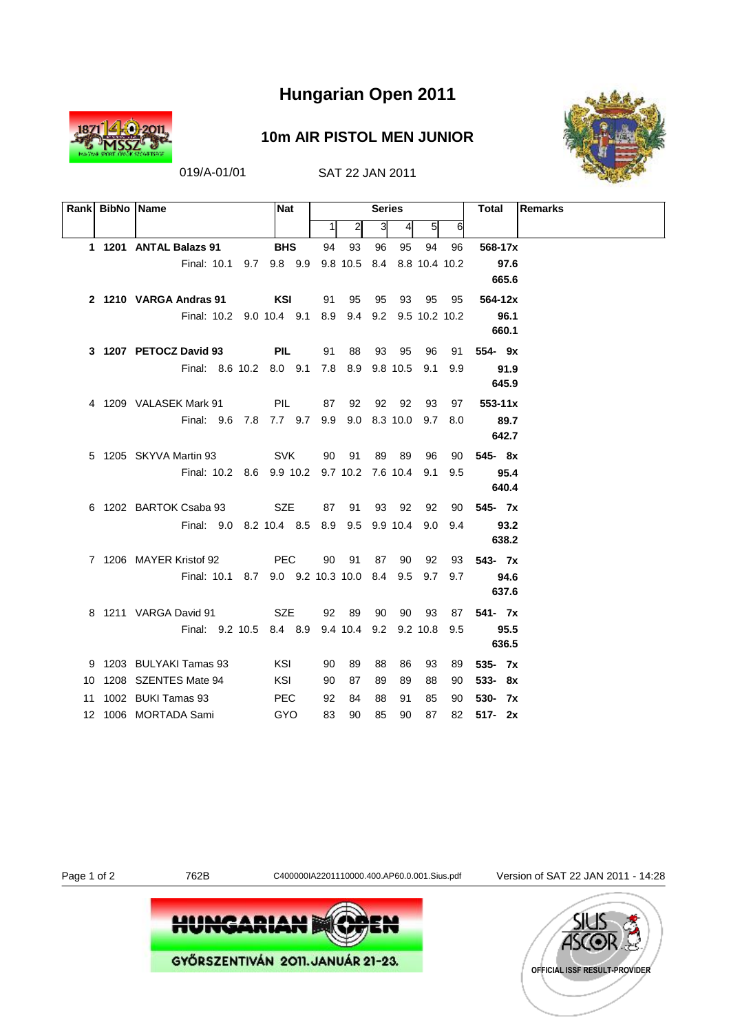# Hungarian Open 2011

## 10m AIR PISTOL MEN JUNIOR

019/A-01/01 SAT 22 JAN 2011

| Rank | BibNo | Name | Nat | 1 | 2 | 3 | 4 | 5 | 6 | Total | Remarks |
|---|---|---|---|---|---|---|---|---|---|---|---|
| **1** | **1201** | **ANTAL Balazs 91** | **BHS** | 94 | 93 | 96 | 95 | 94 | 96 | **568-17x** | |
| | | Final: 10.1 9.7 9.8 9.9 | | 9.8 | 10.5 | 8.4 | 8.8 | 10.4 | 10.2 | **97.6** | |
| | | | | | | | | | | **665.6** | |
| **2** | **1210** | **VARGA Andras 91** | **KSI** | 91 | 95 | 95 | 93 | 95 | 95 | **564-12x** | |
| | | Final: 10.2 9.0 10.4 9.1 | | 8.9 | 9.4 | 9.2 | 9.5 | 10.2 | 10.2 | **96.1** | |
| | | | | | | | | | | **660.1** | |
| **3** | **1207** | **PETOCZ David 93** | **PIL** | 91 | 88 | 93 | 95 | 96 | 91 | **554- 9x** | |
| | | Final: 8.6 10.2 8.0 9.1 | | 7.8 | 8.9 | 9.8 | 10.5 | 9.1 | 9.9 | **91.9** | |
| | | | | | | | | | | **645.9** | |
| 4 | 1209 | VALASEK Mark 91 | PIL | 87 | 92 | 92 | 92 | 93 | 97 | **553-11x** | |
| | | Final: 9.6 7.8 7.7 9.7 | | 9.9 | 9.0 | 8.3 | 10.0 | 9.7 | 8.0 | **89.7** | |
| | | | | | | | | | | **642.7** | |
| 5 | 1205 | SKYVA Martin 93 | SVK | 90 | 91 | 89 | 89 | 96 | 90 | **545- 8x** | |
| | | Final: 10.2 8.6 9.9 10.2 | | 9.7 | 10.2 | 7.6 | 10.4 | 9.1 | 9.5 | **95.4** | |
| | | | | | | | | | | **640.4** | |
| 6 | 1202 | BARTOK Csaba 93 | SZE | 87 | 91 | 93 | 92 | 92 | 90 | **545- 7x** | |
| | | Final: 9.0 8.2 10.4 8.5 | | 8.9 | 9.5 | 9.9 | 10.4 | 9.0 | 9.4 | **93.2** | |
| | | | | | | | | | | **638.2** | |
| 7 | 1206 | MAYER Kristof 92 | PEC | 90 | 91 | 87 | 90 | 92 | 93 | **543- 7x** | |
| | | Final: 10.1 8.7 9.0 9.2 | | 10.3 | 10.0 | 8.4 | 9.5 | 9.7 | 9.7 | **94.6** | |
| | | | | | | | | | | **637.6** | |
| 8 | 1211 | VARGA David 91 | SZE | 92 | 89 | 90 | 90 | 93 | 87 | **541- 7x** | |
| | | Final: 9.2 10.5 8.4 8.9 | | 9.4 | 10.4 | 9.2 | 9.2 | 10.8 | 9.5 | **95.5** | |
| | | | | | | | | | | **636.5** | |
| 9 | 1203 | BULYAKI Tamas 93 | KSI | 90 | 89 | 88 | 86 | 93 | 89 | **535- 7x** | |
| 10 | 1208 | SZENTES Mate 94 | KSI | 90 | 87 | 89 | 89 | 88 | 90 | **533- 8x** | |
| 11 | 1002 | BUKI Tamas 93 | PEC | 92 | 84 | 88 | 91 | 85 | 90 | **530- 7x** | |
| 12 | 1006 | MORTADA Sami | GYO | 83 | 90 | 85 | 90 | 87 | 82 | **517- 2x** | |

762B C400000IA2201110000.400.AP60.0.001.Sius.pdf Version of SAT 22 JAN 2011 - 14:28

HUNGARIAN OPEN
GYŐRSZENTIVÁN 2011. JANUÁR 21-23.

SIUS ASCOR OFFICIAL ISSF RESULT-PROVIDER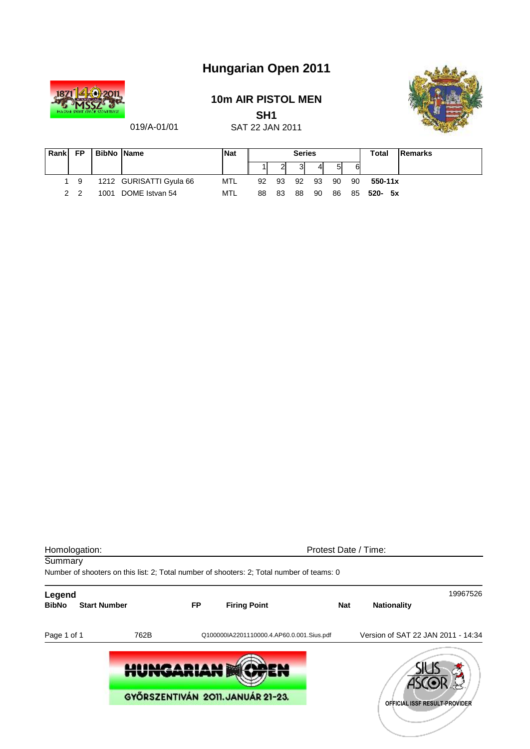# Hungarian Open 2011

## 10m AIR PISTOL MEN

### SH1

019/A-01/01

SAT 22 JAN 2011

| Rank | FP | BibNo | Name | Nat | Series | | | | | | Total | Remarks |
|---|---|---|---|---|---|---|---|---|---|---|---|---|
| | | | | | 1 | 2 | 3 | 4 | 5 | 6 | | |
| 1 | 9 | 1212 | GURISATTI Gyula 66 | MTL | 92 | 93 | 92 | 93 | 90 | 90 | **550-11x** | |
| 2 | 2 | 1001 | DOME Istvan 54 | MTL | 88 | 83 | 88 | 90 | 86 | 85 | **520- 5x** | |

Homologation: Protest Date / Time:

Summary

Number of shooters on this list: 2; Total number of shooters: 2; Total number of teams: 0

**Legend** 19967526

| BibNo | Start Number | FP | Firing Point | Nat | Nationality |
|---|---|---|---|---|---|

762B Q100000IA2201110000.4.AP60.0.001.Sius.pdf Version of SAT 22 JAN 2011 - 14:34

HUNGARIAN OPEN

GYŐRSZENTIVÁN 2011. JANUÁR 21-23.

SIUS ASCOR

OFFICIAL ISSF RESULT-PROVIDER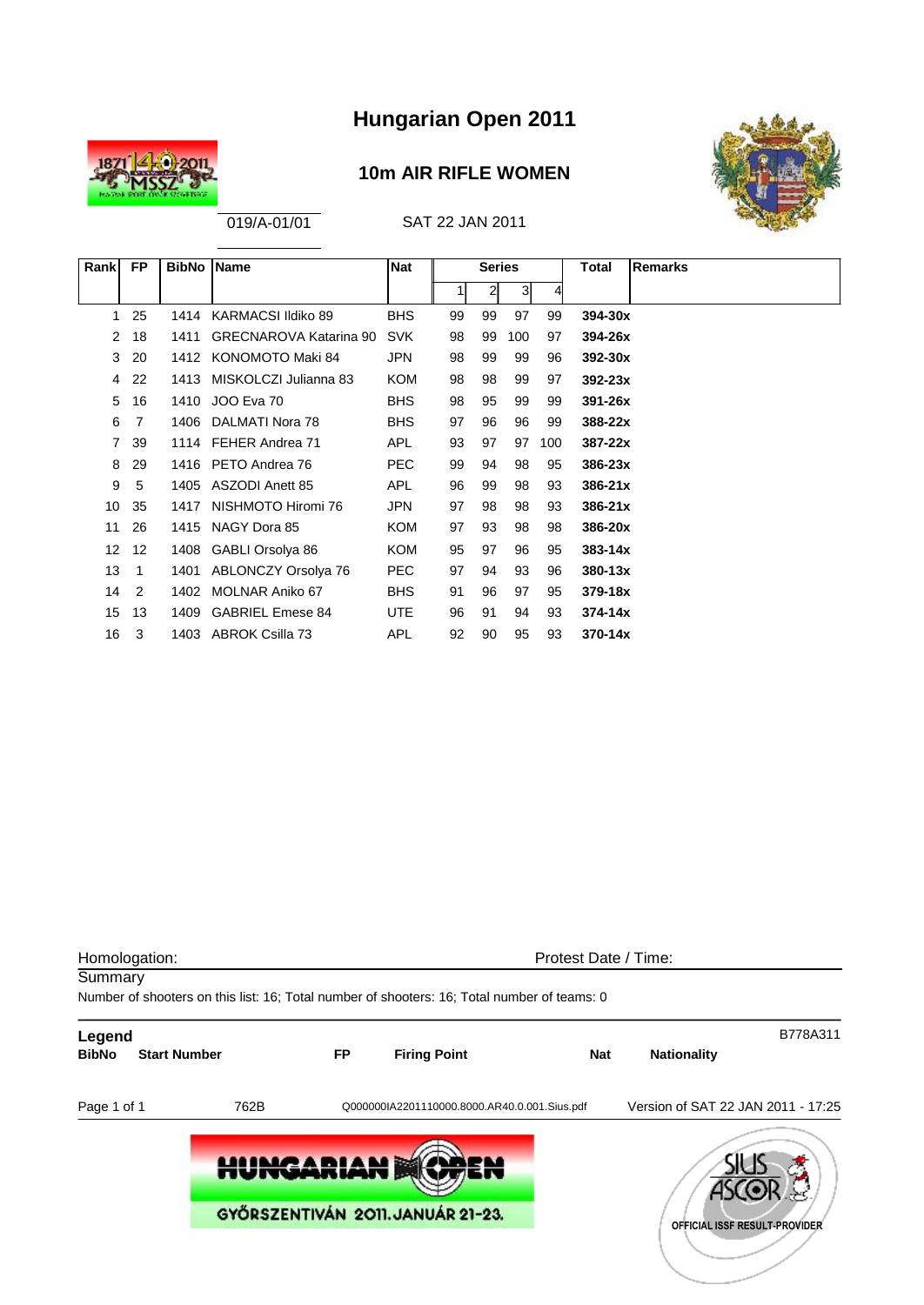# Hungarian Open 2011

## 10m AIR RIFLE WOMEN

019/A-01/01

SAT 22 JAN 2011

| Rank | FP | BibNo | Name | Nat | Series 1 | 2 | 3 | 4 | Total | Remarks |
|---|---|---|---|---|---|---|---|---|---|---|
| 1 | 25 | 1414 | KARMACSI Ildiko 89 | BHS | 99 | 99 | 97 | 99 | **394-30x** | |
| 2 | 18 | 1411 | GRECNAROVA Katarina 90 | SVK | 98 | 99 | 100 | 97 | **394-26x** | |
| 3 | 20 | 1412 | KONOMOTO Maki 84 | JPN | 98 | 99 | 99 | 96 | **392-30x** | |
| 4 | 22 | 1413 | MISKOLCZI Julianna 83 | KOM | 98 | 98 | 99 | 97 | **392-23x** | |
| 5 | 16 | 1410 | JOO Eva 70 | BHS | 98 | 95 | 99 | 99 | **391-26x** | |
| 6 | 7 | 1406 | DALMATI Nora 78 | BHS | 97 | 96 | 96 | 99 | **388-22x** | |
| 7 | 39 | 1114 | FEHER Andrea 71 | APL | 93 | 97 | 97 | 100 | **387-22x** | |
| 8 | 29 | 1416 | PETO Andrea 76 | PEC | 99 | 94 | 98 | 95 | **386-23x** | |
| 9 | 5 | 1405 | ASZODI Anett 85 | APL | 96 | 99 | 98 | 93 | **386-21x** | |
| 10 | 35 | 1417 | NISHMOTO Hiromi 76 | JPN | 97 | 98 | 98 | 93 | **386-21x** | |
| 11 | 26 | 1415 | NAGY Dora 85 | KOM | 97 | 93 | 98 | 98 | **386-20x** | |
| 12 | 12 | 1408 | GABLI Orsolya 86 | KOM | 95 | 97 | 96 | 95 | **383-14x** | |
| 13 | 1 | 1401 | ABLONCZY Orsolya 76 | PEC | 97 | 94 | 93 | 96 | **380-13x** | |
| 14 | 2 | 1402 | MOLNAR Aniko 67 | BHS | 91 | 96 | 97 | 95 | **379-18x** | |
| 15 | 13 | 1409 | GABRIEL Emese 84 | UTE | 96 | 91 | 94 | 93 | **374-14x** | |
| 16 | 3 | 1403 | ABROK Csilla 73 | APL | 92 | 90 | 95 | 93 | **370-14x** | |

Homologation: Protest Date / Time:

Summary

Number of shooters on this list: 16; Total number of shooters: 16; Total number of teams: 0

**Legend** B778A311

| BibNo | Start Number | FP | Firing Point | Nat | Nationality |
|---|---|---|---|---|---|

762B Q000000IA2201110000.8000.AR40.0.001.Sius.pdf Version of SAT 22 JAN 2011 - 17:25

HUNGARIAN OPEN — GYŐRSZENTIVÁN 2011. JANUÁR 21-23.

SIUS ASCOR — OFFICIAL ISSF RESULT-PROVIDER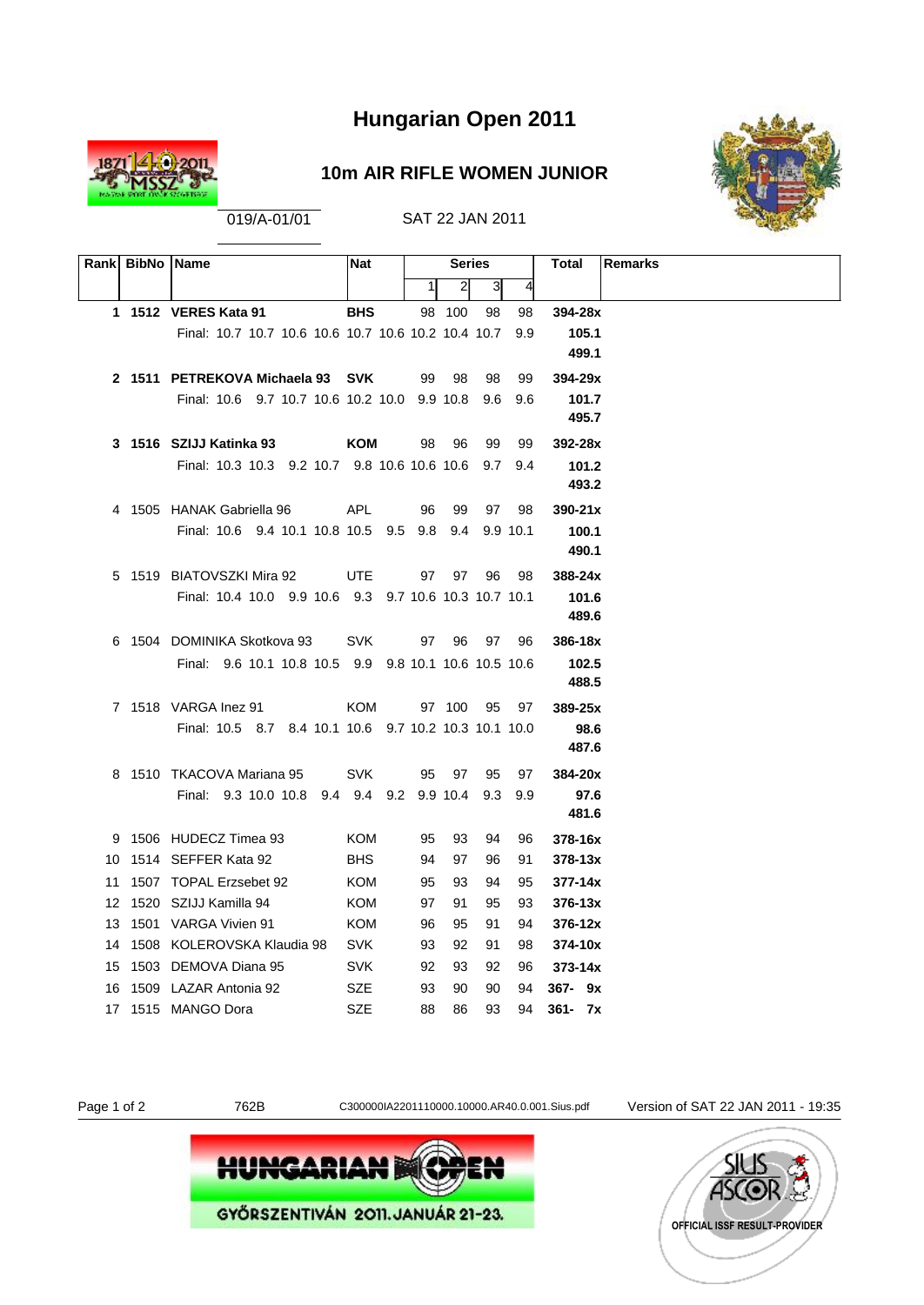# Hungarian Open 2011

## 10m AIR RIFLE WOMEN JUNIOR

019/A-01/01 SAT 22 JAN 2011

| Rank | BibNo | Name | Nat | Series 1 | 2 | 3 | 4 | Total | Remarks |
|---|---|---|---|---|---|---|---|---|---|
| **1** | **1512** | **VERES Kata 91** | **BHS** | 98 | 100 | 98 | 98 | **394-28x** | |
| | | Final: 10.7 10.7 10.6 10.6 10.7 10.6 10.2 10.4 10.7 9.9 | | | | | | **105.1** | |
| | | | | | | | | **499.1** | |
| **2** | **1511** | **PETREKOVA Michaela 93** | **SVK** | 99 | 98 | 98 | 99 | **394-29x** | |
| | | Final: 10.6 9.7 10.7 10.6 10.2 10.0 9.9 10.8 9.6 9.6 | | | | | | **101.7** | |
| | | | | | | | | **495.7** | |
| **3** | **1516** | **SZIJJ Katinka 93** | **KOM** | 98 | 96 | 99 | 99 | **392-28x** | |
| | | Final: 10.3 10.3 9.2 10.7 9.8 10.6 10.6 10.6 9.7 9.4 | | | | | | **101.2** | |
| | | | | | | | | **493.2** | |
| 4 | 1505 | HANAK Gabriella 96 | APL | 96 | 99 | 97 | 98 | **390-21x** | |
| | | Final: 10.6 9.4 10.1 10.8 10.5 9.5 9.8 9.4 9.9 10.1 | | | | | | **100.1** | |
| | | | | | | | | **490.1** | |
| 5 | 1519 | BIATOVSZKI Mira 92 | UTE | 97 | 97 | 96 | 98 | **388-24x** | |
| | | Final: 10.4 10.0 9.9 10.6 9.3 9.7 10.6 10.3 10.7 10.1 | | | | | | **101.6** | |
| | | | | | | | | **489.6** | |
| 6 | 1504 | DOMINIKA Skotkova 93 | SVK | 97 | 96 | 97 | 96 | **386-18x** | |
| | | Final: 9.6 10.1 10.8 10.5 9.9 9.8 10.1 10.6 10.5 10.6 | | | | | | **102.5** | |
| | | | | | | | | **488.5** | |
| 7 | 1518 | VARGA Inez 91 | KOM | 97 | 100 | 95 | 97 | **389-25x** | |
| | | Final: 10.5 8.7 8.4 10.1 10.6 9.7 10.2 10.3 10.1 10.0 | | | | | | **98.6** | |
| | | | | | | | | **487.6** | |
| 8 | 1510 | TKACOVA Mariana 95 | SVK | 95 | 97 | 95 | 97 | **384-20x** | |
| | | Final: 9.3 10.0 10.8 9.4 9.4 9.2 9.9 10.4 9.3 9.9 | | | | | | **97.6** | |
| | | | | | | | | **481.6** | |
| 9 | 1506 | HUDECZ Timea 93 | KOM | 95 | 93 | 94 | 96 | **378-16x** | |
| 10 | 1514 | SEFFER Kata 92 | BHS | 94 | 97 | 96 | 91 | **378-13x** | |
| 11 | 1507 | TOPAL Erzsebet 92 | KOM | 95 | 93 | 94 | 95 | **377-14x** | |
| 12 | 1520 | SZIJJ Kamilla 94 | KOM | 97 | 91 | 95 | 93 | **376-13x** | |
| 13 | 1501 | VARGA Vivien 91 | KOM | 96 | 95 | 91 | 94 | **376-12x** | |
| 14 | 1508 | KOLEROVSKA Klaudia 98 | SVK | 93 | 92 | 91 | 98 | **374-10x** | |
| 15 | 1503 | DEMOVA Diana 95 | SVK | 92 | 93 | 92 | 96 | **373-14x** | |
| 16 | 1509 | LAZAR Antonia 92 | SZE | 93 | 90 | 90 | 94 | **367- 9x** | |
| 17 | 1515 | MANGO Dora | SZE | 88 | 86 | 93 | 94 | **361- 7x** | |

762B C300000IA2201110000.10000.AR40.0.001.Sius.pdf Version of SAT 22 JAN 2011 - 19:35

HUNGARIAN OPEN GYŐRSZENTIVÁN 2011. JANUÁR 21-23.

OFFICIAL ISSF RESULT-PROVIDER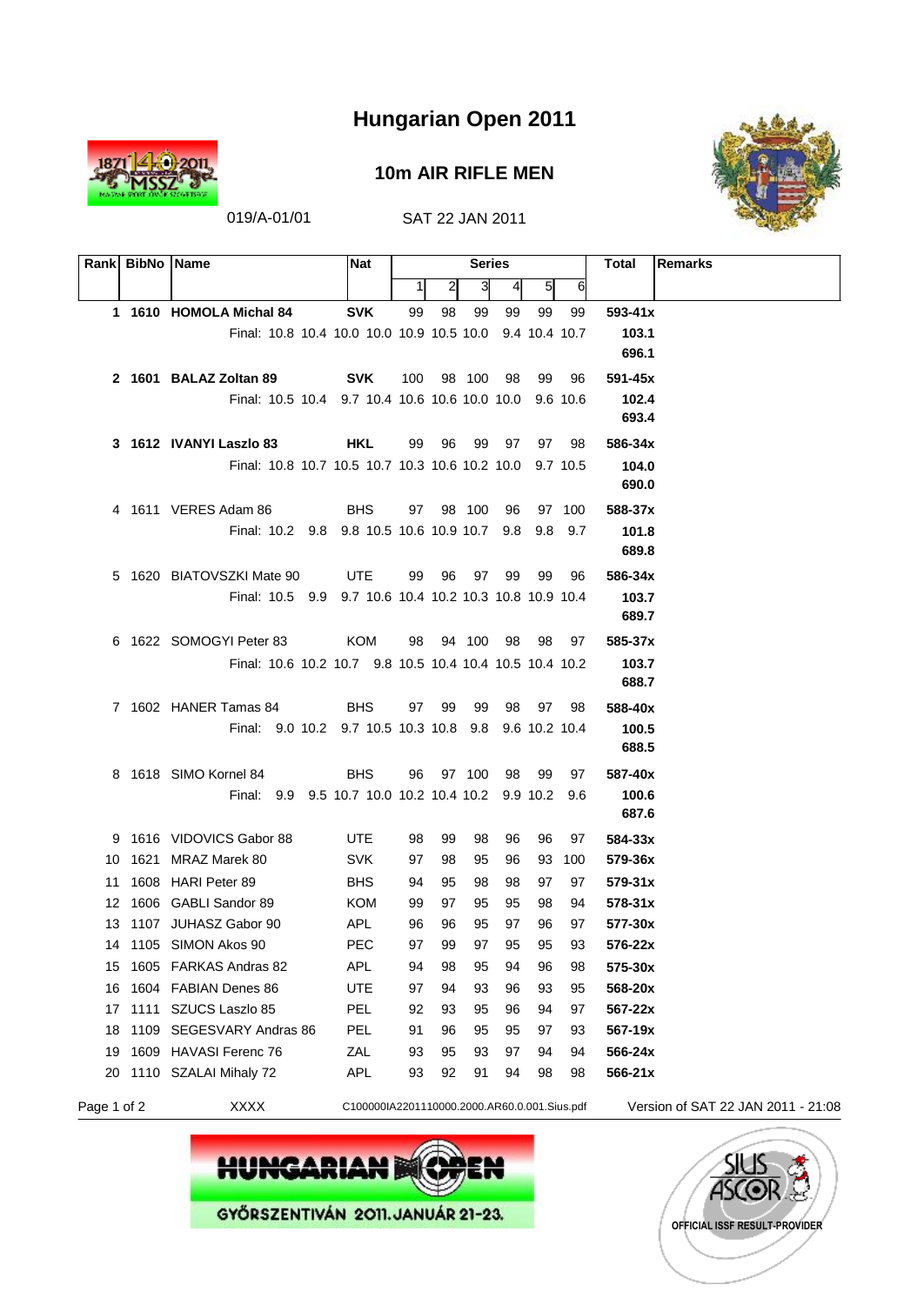# Hungarian Open 2011

## 10m AIR RIFLE MEN

019/A-01/01 SAT 22 JAN 2011

| Rank | BibNo | Name | Nat | Series 1 | 2 | 3 | 4 | 5 | 6 | Total | Remarks |
|---|---|---|---|---|---|---|---|---|---|---|---|
| **1** | **1610** | **HOMOLA Michal 84** | **SVK** | 99 | 98 | 99 | 99 | 99 | 99 | **593-41x** | |
| | | Final: 10.8 10.4 10.0 10.0 10.9 10.5 10.0 9.4 10.4 10.7 | | | | | | | | **103.1** | |
| | | | | | | | | | | **696.1** | |
| **2** | **1601** | **BALAZ Zoltan 89** | **SVK** | 100 | 98 | 100 | 98 | 99 | 96 | **591-45x** | |
| | | Final: 10.5 10.4 9.7 10.4 10.6 10.6 10.0 10.0 9.6 10.6 | | | | | | | | **102.4** | |
| | | | | | | | | | | **693.4** | |
| **3** | **1612** | **IVANYI Laszlo 83** | **HKL** | 99 | 96 | 99 | 97 | 97 | 98 | **586-34x** | |
| | | Final: 10.8 10.7 10.5 10.7 10.3 10.6 10.2 10.0 9.7 10.5 | | | | | | | | **104.0** | |
| | | | | | | | | | | **690.0** | |
| 4 | 1611 | VERES Adam 86 | BHS | 97 | 98 | 100 | 96 | 97 | 100 | **588-37x** | |
| | | Final: 10.2 9.8 9.8 10.5 10.6 10.9 10.7 9.8 9.8 9.7 | | | | | | | | **101.8** | |
| | | | | | | | | | | **689.8** | |
| 5 | 1620 | BIATOVSZKI Mate 90 | UTE | 99 | 96 | 97 | 99 | 99 | 96 | **586-34x** | |
| | | Final: 10.5 9.9 9.7 10.6 10.4 10.2 10.3 10.8 10.9 10.4 | | | | | | | | **103.7** | |
| | | | | | | | | | | **689.7** | |
| 6 | 1622 | SOMOGYI Peter 83 | KOM | 98 | 94 | 100 | 98 | 98 | 97 | **585-37x** | |
| | | Final: 10.6 10.2 10.7 9.8 10.5 10.4 10.4 10.5 10.4 10.2 | | | | | | | | **103.7** | |
| | | | | | | | | | | **688.7** | |
| 7 | 1602 | HANER Tamas 84 | BHS | 97 | 99 | 99 | 98 | 97 | 98 | **588-40x** | |
| | | Final: 9.0 10.2 9.7 10.5 10.3 10.8 9.8 9.6 10.2 10.4 | | | | | | | | **100.5** | |
| | | | | | | | | | | **688.5** | |
| 8 | 1618 | SIMO Kornel 84 | BHS | 96 | 97 | 100 | 98 | 99 | 97 | **587-40x** | |
| | | Final: 9.9 9.5 10.7 10.0 10.2 10.4 10.2 9.9 10.2 9.6 | | | | | | | | **100.6** | |
| | | | | | | | | | | **687.6** | |
| 9 | 1616 | VIDOVICS Gabor 88 | UTE | 98 | 99 | 98 | 96 | 96 | 97 | **584-33x** | |
| 10 | 1621 | MRAZ Marek 80 | SVK | 97 | 98 | 95 | 96 | 93 | 100 | **579-36x** | |
| 11 | 1608 | HARI Peter 89 | BHS | 94 | 95 | 98 | 98 | 97 | 97 | **579-31x** | |
| 12 | 1606 | GABLI Sandor 89 | KOM | 99 | 97 | 95 | 95 | 98 | 94 | **578-31x** | |
| 13 | 1107 | JUHASZ Gabor 90 | APL | 96 | 96 | 95 | 97 | 96 | 97 | **577-30x** | |
| 14 | 1105 | SIMON Akos 90 | PEC | 97 | 99 | 97 | 95 | 95 | 93 | **576-22x** | |
| 15 | 1605 | FARKAS Andras 82 | APL | 94 | 98 | 95 | 94 | 96 | 98 | **575-30x** | |
| 16 | 1604 | FABIAN Denes 86 | UTE | 97 | 94 | 93 | 96 | 93 | 95 | **568-20x** | |
| 17 | 1111 | SZUCS Laszlo 85 | PEL | 92 | 93 | 95 | 96 | 94 | 97 | **567-22x** | |
| 18 | 1109 | SEGESVARY Andras 86 | PEL | 91 | 96 | 95 | 95 | 97 | 93 | **567-19x** | |
| 19 | 1609 | HAVASI Ferenc 76 | ZAL | 93 | 95 | 93 | 97 | 94 | 94 | **566-24x** | |
| 20 | 1110 | SZALAI Mihaly 72 | APL | 93 | 92 | 91 | 94 | 98 | 98 | **566-21x** | |

XXXX C100000IA2201110000.2000.AR60.0.001.Sius.pdf Version of SAT 22 JAN 2011 - 21:08

HUNGARIAN OPEN
GYŐRSZENTIVÁN 2011. JANUÁR 21-23.

SIUS ASCOR OFFICIAL ISSF RESULT-PROVIDER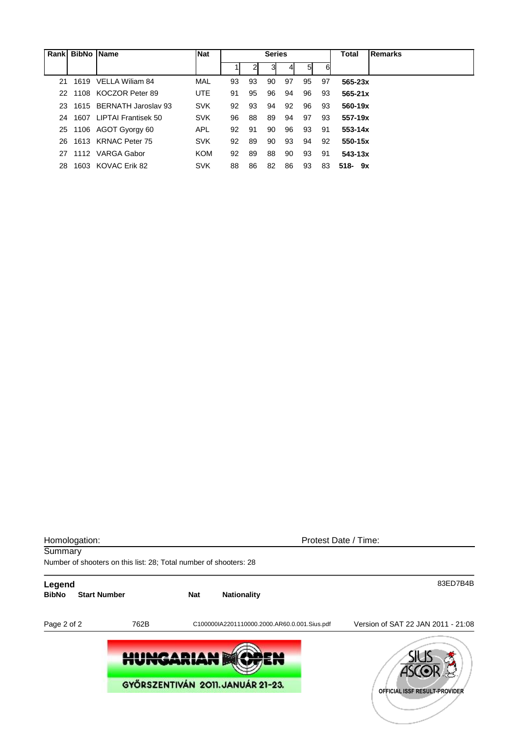| Rank | BibNo | Name | Nat | Series | | | | | | Total | Remarks |
|---|---|---|---|---|---|---|---|---|---|---|---|
| | | | | 1 | 2 | 3 | 4 | 5 | 6 | | |
| 21 | 1619 | VELLA Wiliam 84 | MAL | 93 | 93 | 90 | 97 | 95 | 97 | **565-23x** | |
| 22 | 1108 | KOCZOR Peter 89 | UTE | 91 | 95 | 96 | 94 | 96 | 93 | **565-21x** | |
| 23 | 1615 | BERNATH Jaroslav 93 | SVK | 92 | 93 | 94 | 92 | 96 | 93 | **560-19x** | |
| 24 | 1607 | LIPTAI Frantisek 50 | SVK | 96 | 88 | 89 | 94 | 97 | 93 | **557-19x** | |
| 25 | 1106 | AGOT Gyorgy 60 | APL | 92 | 91 | 90 | 96 | 93 | 91 | **553-14x** | |
| 26 | 1613 | KRNAC Peter 75 | SVK | 92 | 89 | 90 | 93 | 94 | 92 | **550-15x** | |
| 27 | 1112 | VARGA Gabor | KOM | 92 | 89 | 88 | 90 | 93 | 91 | **543-13x** | |
| 28 | 1603 | KOVAC Erik 82 | SVK | 88 | 86 | 82 | 86 | 93 | 83 | **518- 9x** | |

Homologation: Protest Date / Time:

Summary

Number of shooters on this list: 28; Total number of shooters: 28

**Legend** 83ED7B4B

| **BibNo** | **Start Number** | **Nat** | **Nationality** |
|---|---|---|---|

762B C100000IA2201110000.2000.AR60.0.001.Sius.pdf Version of SAT 22 JAN 2011 - 21:08

HUNGARIAN OPEN

GYŐRSZENTIVÁN 2011. JANUÁR 21-23.

SIUS ASCOR OFFICIAL ISSF RESULT-PROVIDER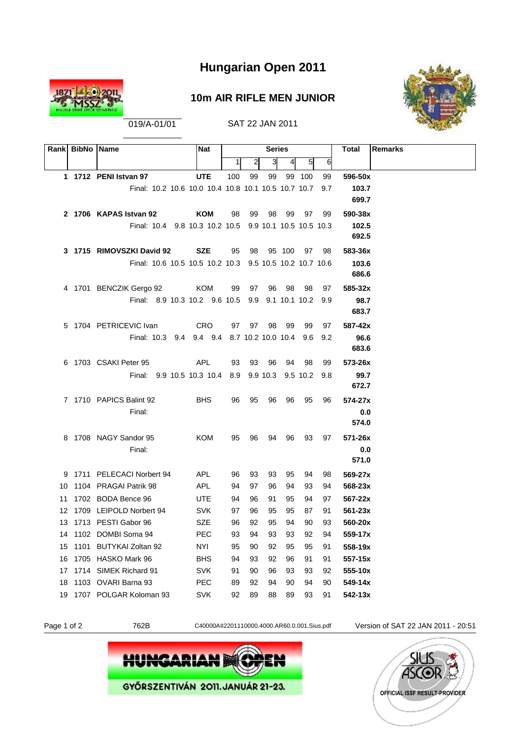# Hungarian Open 2011

## 10m AIR RIFLE MEN JUNIOR

019/A-01/01

SAT 22 JAN 2011

| Rank | BibNo | Name | Nat | Series 1 | 2 | 3 | 4 | 5 | 6 | Total | Remarks |
|---|---|---|---|---|---|---|---|---|---|---|---|
| **1** | **1712** | **PENI Istvan 97** | **UTE** | 100 | 99 | 99 | 99 | 100 | 99 | **596-50x** | |
| | | Final: 10.2 10.6 10.0 10.4 | | 10.8 | 10.1 | 10.5 | 10.7 | 10.7 | 9.7 | **103.7** | |
| | | | | | | | | | | **699.7** | |
| **2** | **1706** | **KAPAS Istvan 92** | **KOM** | 98 | 99 | 98 | 99 | 97 | 99 | **590-38x** | |
| | | Final: 10.4 9.8 10.3 10.2 | | 10.5 | 9.9 | 10.1 | 10.5 | 10.5 | 10.3 | **102.5** | |
| | | | | | | | | | | **692.5** | |
| **3** | **1715** | **RIMOVSZKI David 92** | **SZE** | 95 | 98 | 95 | 100 | 97 | 98 | **583-36x** | |
| | | Final: 10.6 10.5 10.5 10.2 | | 10.3 | 9.5 | 10.5 | 10.2 | 10.7 | 10.6 | **103.6** | |
| | | | | | | | | | | **686.6** | |
| 4 | 1701 | BENCZIK Gergo 92 | KOM | 99 | 97 | 96 | 98 | 98 | 97 | **585-32x** | |
| | | Final: 8.9 10.3 10.2 9.6 | | 10.5 | 9.9 | 9.1 | 10.1 | 10.2 | 9.9 | **98.7** | |
| | | | | | | | | | | **683.7** | |
| 5 | 1704 | PETRICEVIC Ivan | CRO | 97 | 97 | 98 | 99 | 99 | 97 | **587-42x** | |
| | | Final: 10.3 9.4 9.4 9.4 | | 8.7 | 10.2 | 10.0 | 10.4 | 9.6 | 9.2 | **96.6** | |
| | | | | | | | | | | **683.6** | |
| 6 | 1703 | CSAKI Peter 95 | APL | 93 | 93 | 96 | 94 | 98 | 99 | **573-26x** | |
| | | Final: 9.9 10.5 10.3 10.4 | | 8.9 | 9.9 | 10.3 | 9.5 | 10.2 | 9.8 | **99.7** | |
| | | | | | | | | | | **672.7** | |
| 7 | 1710 | PAPICS Balint 92 | BHS | 96 | 95 | 96 | 96 | 95 | 96 | **574-27x** | |
| | | Final: | | | | | | | | **0.0** | |
| | | | | | | | | | | **574.0** | |
| 8 | 1708 | NAGY Sandor 95 | KOM | 95 | 96 | 94 | 96 | 93 | 97 | **571-26x** | |
| | | Final: | | | | | | | | **0.0** | |
| | | | | | | | | | | **571.0** | |
| 9 | 1711 | PELECACI Norbert 94 | APL | 96 | 93 | 93 | 95 | 94 | 98 | **569-27x** | |
| 10 | 1104 | PRAGAI Patrik 98 | APL | 94 | 97 | 96 | 94 | 93 | 94 | **568-23x** | |
| 11 | 1702 | BODA Bence 96 | UTE | 94 | 96 | 91 | 95 | 94 | 97 | **567-22x** | |
| 12 | 1709 | LEIPOLD Norbert 94 | SVK | 97 | 96 | 95 | 95 | 87 | 91 | **561-23x** | |
| 13 | 1713 | PESTI Gabor 96 | SZE | 96 | 92 | 95 | 94 | 90 | 93 | **560-20x** | |
| 14 | 1102 | DOMBI Soma 94 | PEC | 93 | 94 | 93 | 93 | 92 | 94 | **559-17x** | |
| 15 | 1101 | BUTYKAI Zoltan 92 | NYI | 95 | 90 | 92 | 95 | 95 | 91 | **558-19x** | |
| 16 | 1705 | HASKO Mark 96 | BHS | 94 | 93 | 92 | 96 | 91 | 91 | **557-15x** | |
| 17 | 1714 | SIMEK Richard 91 | SVK | 91 | 90 | 96 | 93 | 93 | 92 | **555-10x** | |
| 18 | 1103 | OVARI Barna 93 | PEC | 89 | 92 | 94 | 90 | 94 | 90 | **549-14x** | |
| 19 | 1707 | POLGAR Koloman 93 | SVK | 92 | 89 | 88 | 89 | 93 | 91 | **542-13x** | |

762B C40000AII2201110000.4000.AR60.0.001.Sius.pdf Version of SAT 22 JAN 2011 - 20:51

HUNGARIAN OPEN GYŐRSZENTIVÁN 2011. JANUÁR 21-23.

SIUS ASCOR OFFICIAL ISSF RESULT-PROVIDER